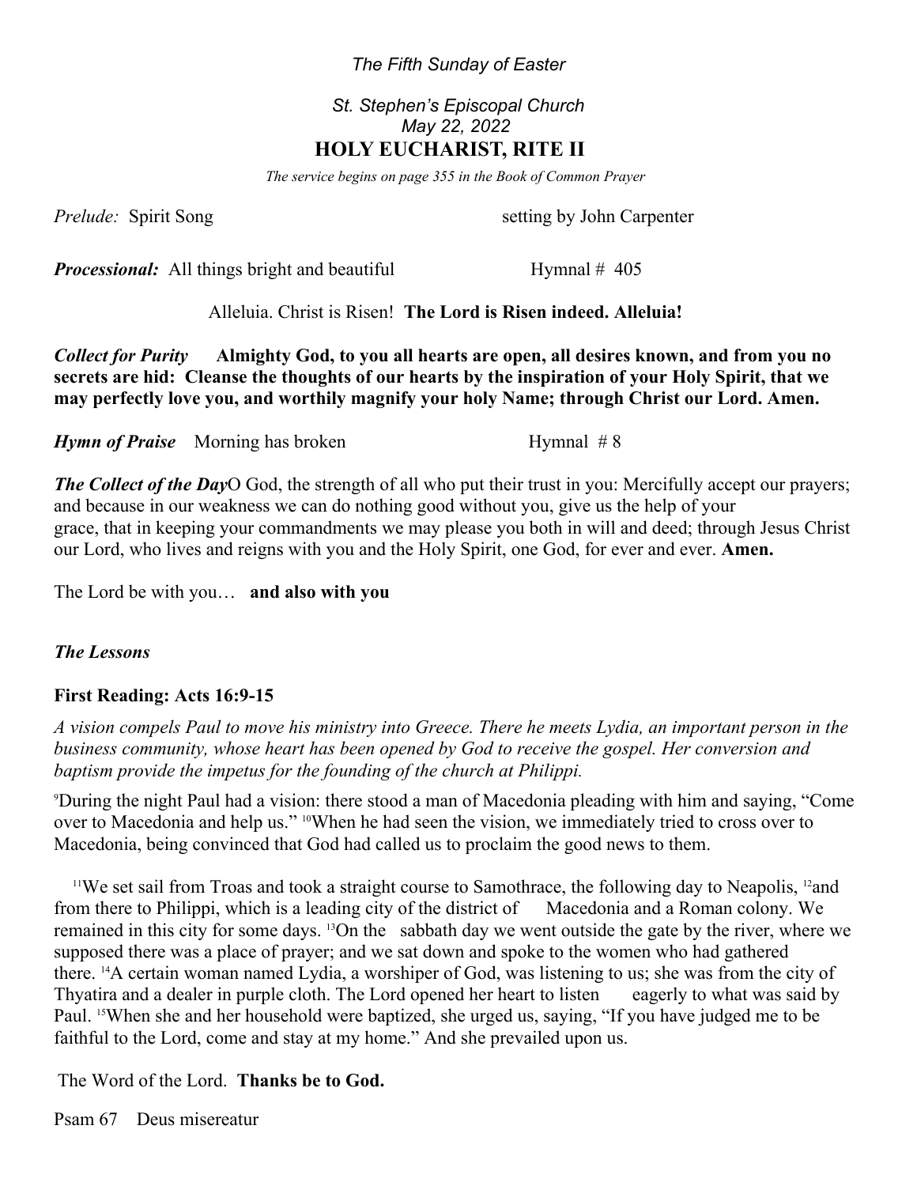*The Fifth Sunday of Easter*

*St. Stephen's Episcopal Church*
*May 22, 2022*

# HOLY EUCHARIST, RITE II

*The service begins on page 355 in the Book of Common Prayer*

*Prelude:* Spirit Song setting by John Carpenter

***Processional:*** All things bright and beautiful Hymnal # 405

Alleluia. Christ is Risen! **The Lord is Risen indeed. Alleluia!**

***Collect for Purity*** **Almighty God, to you all hearts are open, all desires known, and from you no secrets are hid: Cleanse the thoughts of our hearts by the inspiration of your Holy Spirit, that we may perfectly love you, and worthily magnify your holy Name; through Christ our Lord. Amen.**

***Hymn of Praise*** Morning has broken Hymnal # 8

***The Collect of the Day*** O God, the strength of all who put their trust in you: Mercifully accept our prayers; and because in our weakness we can do nothing good without you, give us the help of your grace, that in keeping your commandments we may please you both in will and deed; through Jesus Christ our Lord, who lives and reigns with you and the Holy Spirit, one God, for ever and ever. **Amen.**

The Lord be with you… **and also with you**

***The Lessons***

**First Reading: Acts 16:9-15**

*A vision compels Paul to move his ministry into Greece. There he meets Lydia, an important person in the business community, whose heart has been opened by God to receive the gospel. Her conversion and baptism provide the impetus for the founding of the church at Philippi.*

[9]During the night Paul had a vision: there stood a man of Macedonia pleading with him and saying, "Come over to Macedonia and help us." [10]When he had seen the vision, we immediately tried to cross over to Macedonia, being convinced that God had called us to proclaim the good news to them.

[11]We set sail from Troas and took a straight course to Samothrace, the following day to Neapolis, [12]and from there to Philippi, which is a leading city of the district of Macedonia and a Roman colony. We remained in this city for some days. [13]On the sabbath day we went outside the gate by the river, where we supposed there was a place of prayer; and we sat down and spoke to the women who had gathered there. [14]A certain woman named Lydia, a worshiper of God, was listening to us; she was from the city of Thyatira and a dealer in purple cloth. The Lord opened her heart to listen eagerly to what was said by Paul. [15]When she and her household were baptized, she urged us, saying, "If you have judged me to be faithful to the Lord, come and stay at my home." And she prevailed upon us.

The Word of the Lord. **Thanks be to God.**

Psam 67 Deus misereatur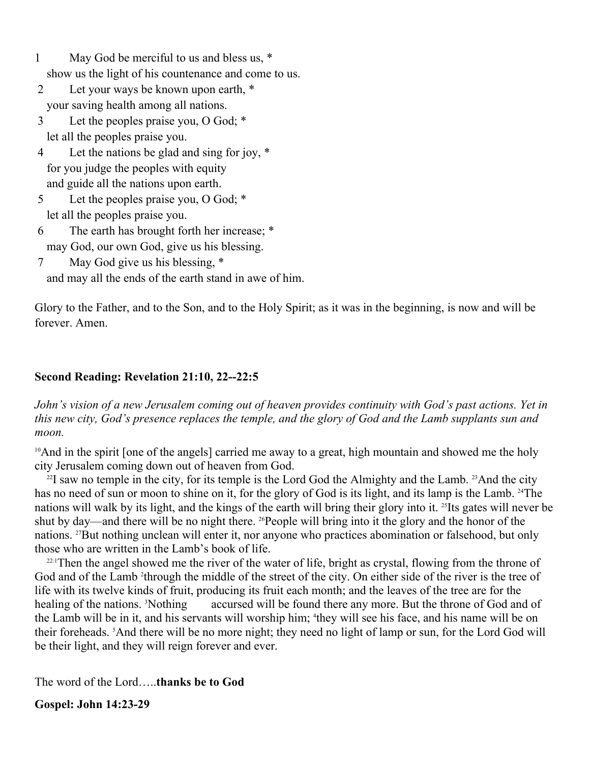1 May God be merciful to us and bless us, *
show us the light of his countenance and come to us.

2 Let your ways be known upon earth, *
your saving health among all nations.

3 Let the peoples praise you, O God; *
let all the peoples praise you.

4 Let the nations be glad and sing for joy, *
for you judge the peoples with equity
and guide all the nations upon earth.

5 Let the peoples praise you, O God; *
let all the peoples praise you.

6 The earth has brought forth her increase; *
may God, our own God, give us his blessing.

7 May God give us his blessing, *
and may all the ends of the earth stand in awe of him.

Glory to the Father, and to the Son, and to the Holy Spirit; as it was in the beginning, is now and will be forever. Amen.

**Second Reading: Revelation 21:10, 22--22:5**

*John's vision of a new Jerusalem coming out of heaven provides continuity with God's past actions. Yet in this new city, God's presence replaces the temple, and the glory of God and the Lamb supplants sun and moon.*

[10]And in the spirit [one of the angels] carried me away to a great, high mountain and showed me the holy city Jerusalem coming down out of heaven from God.

[22]I saw no temple in the city, for its temple is the Lord God the Almighty and the Lamb. [23]And the city has no need of sun or moon to shine on it, for the glory of God is its light, and its lamp is the Lamb. [24]The nations will walk by its light, and the kings of the earth will bring their glory into it. [25]Its gates will never be shut by day—and there will be no night there. [26]People will bring into it the glory and the honor of the nations. [27]But nothing unclean will enter it, nor anyone who practices abomination or falsehood, but only those who are written in the Lamb's book of life.

[22:1]Then the angel showed me the river of the water of life, bright as crystal, flowing from the throne of God and of the Lamb [2]through the middle of the street of the city. On either side of the river is the tree of life with its twelve kinds of fruit, producing its fruit each month; and the leaves of the tree are for the healing of the nations. [3]Nothing accursed will be found there any more. But the throne of God and of the Lamb will be in it, and his servants will worship him; [4]they will see his face, and his name will be on their foreheads. [5]And there will be no more night; they need no light of lamp or sun, for the Lord God will be their light, and they will reign forever and ever.

The word of the Lord…..**thanks be to God**

**Gospel: John 14:23-29**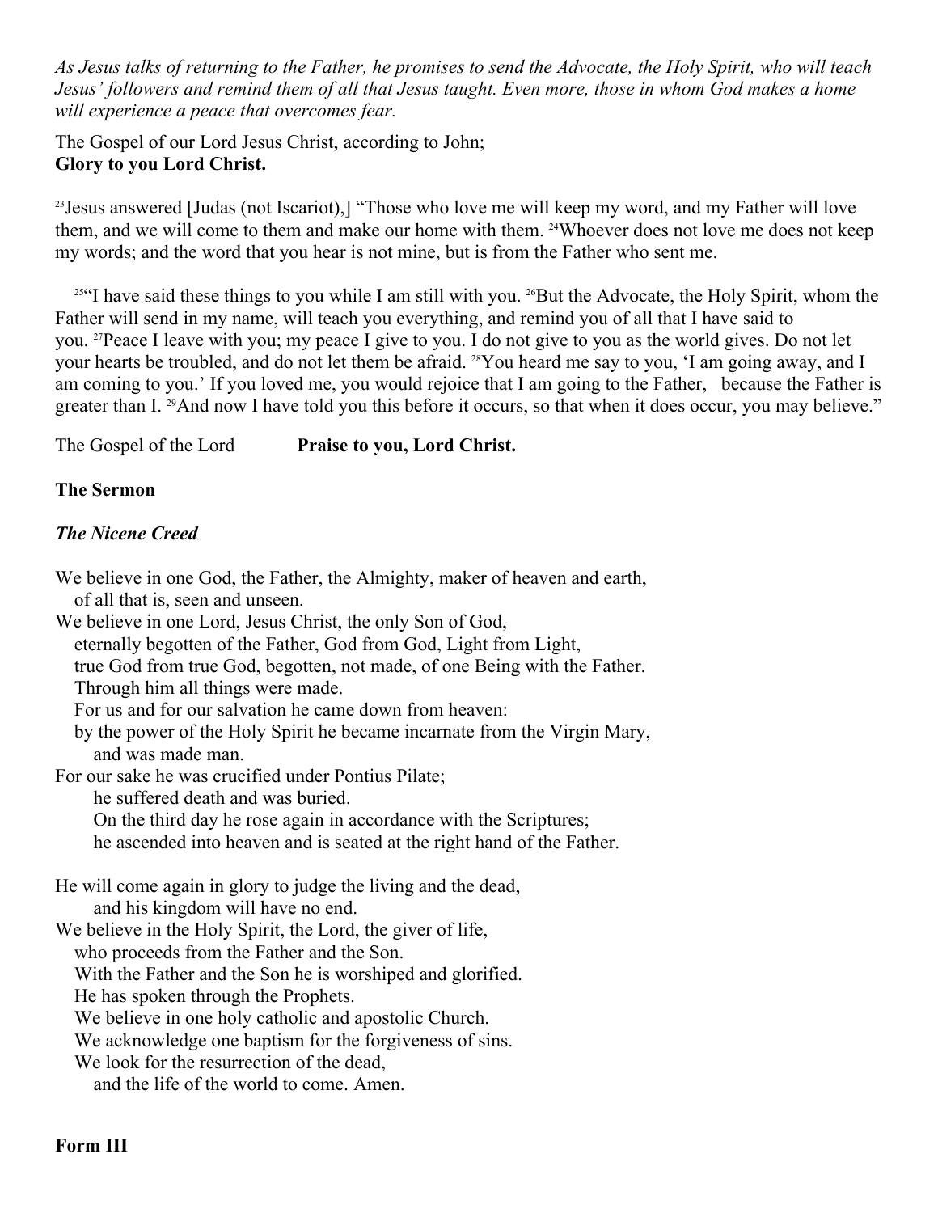*As Jesus talks of returning to the Father, he promises to send the Advocate, the Holy Spirit, who will teach Jesus' followers and remind them of all that Jesus taught. Even more, those in whom God makes a home will experience a peace that overcomes fear.*

The Gospel of our Lord Jesus Christ, according to John;
**Glory to you Lord Christ.**

[23]Jesus answered [Judas (not Iscariot),] "Those who love me will keep my word, and my Father will love them, and we will come to them and make our home with them. [24]Whoever does not love me does not keep my words; and the word that you hear is not mine, but is from the Father who sent me.

[25]"I have said these things to you while I am still with you. [26]But the Advocate, the Holy Spirit, whom the Father will send in my name, will teach you everything, and remind you of all that I have said to you. [27]Peace I leave with you; my peace I give to you. I do not give to you as the world gives. Do not let your hearts be troubled, and do not let them be afraid. [28]You heard me say to you, 'I am going away, and I am coming to you.' If you loved me, you would rejoice that I am going to the Father, because the Father is greater than I. [29]And now I have told you this before it occurs, so that when it does occur, you may believe."

The Gospel of the Lord **Praise to you, Lord Christ.**

**The Sermon**

***The Nicene Creed***

We believe in one God, the Father, the Almighty, maker of heaven and earth,
of all that is, seen and unseen.
We believe in one Lord, Jesus Christ, the only Son of God,
eternally begotten of the Father, God from God, Light from Light,
true God from true God, begotten, not made, of one Being with the Father.
Through him all things were made.
For us and for our salvation he came down from heaven:
by the power of the Holy Spirit he became incarnate from the Virgin Mary,
and was made man.
For our sake he was crucified under Pontius Pilate;
he suffered death and was buried.
On the third day he rose again in accordance with the Scriptures;
he ascended into heaven and is seated at the right hand of the Father.

He will come again in glory to judge the living and the dead,
and his kingdom will have no end.
We believe in the Holy Spirit, the Lord, the giver of life,
who proceeds from the Father and the Son.
With the Father and the Son he is worshiped and glorified.
He has spoken through the Prophets.
We believe in one holy catholic and apostolic Church.
We acknowledge one baptism for the forgiveness of sins.
We look for the resurrection of the dead,
and the life of the world to come. Amen.

**Form III**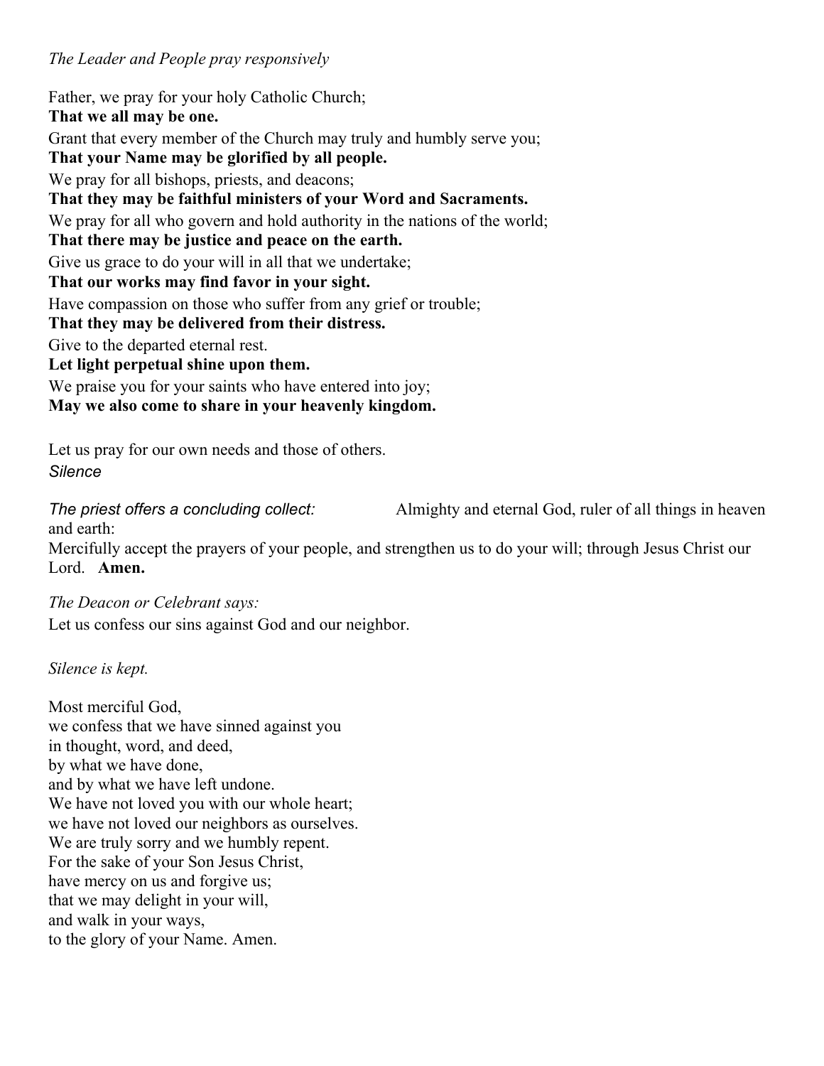*The Leader and People pray responsively*

Father, we pray for your holy Catholic Church;
**That we all may be one.**
Grant that every member of the Church may truly and humbly serve you;
**That your Name may be glorified by all people.**
We pray for all bishops, priests, and deacons;
**That they may be faithful ministers of your Word and Sacraments.**
We pray for all who govern and hold authority in the nations of the world;
**That there may be justice and peace on the earth.**
Give us grace to do your will in all that we undertake;
**That our works may find favor in your sight.**
Have compassion on those who suffer from any grief or trouble;
**That they may be delivered from their distress.**
Give to the departed eternal rest.
**Let light perpetual shine upon them.**
We praise you for your saints who have entered into joy;
**May we also come to share in your heavenly kingdom.**

Let us pray for our own needs and those of others.
*Silence*

*The priest offers a concluding collect:* Almighty and eternal God, ruler of all things in heaven and earth:
Mercifully accept the prayers of your people, and strengthen us to do your will; through Jesus Christ our Lord. **Amen.**

*The Deacon or Celebrant says:*
Let us confess our sins against God and our neighbor.

*Silence is kept.*

Most merciful God,
we confess that we have sinned against you
in thought, word, and deed,
by what we have done,
and by what we have left undone.
We have not loved you with our whole heart;
we have not loved our neighbors as ourselves.
We are truly sorry and we humbly repent.
For the sake of your Son Jesus Christ,
have mercy on us and forgive us;
that we may delight in your will,
and walk in your ways,
to the glory of your Name. Amen.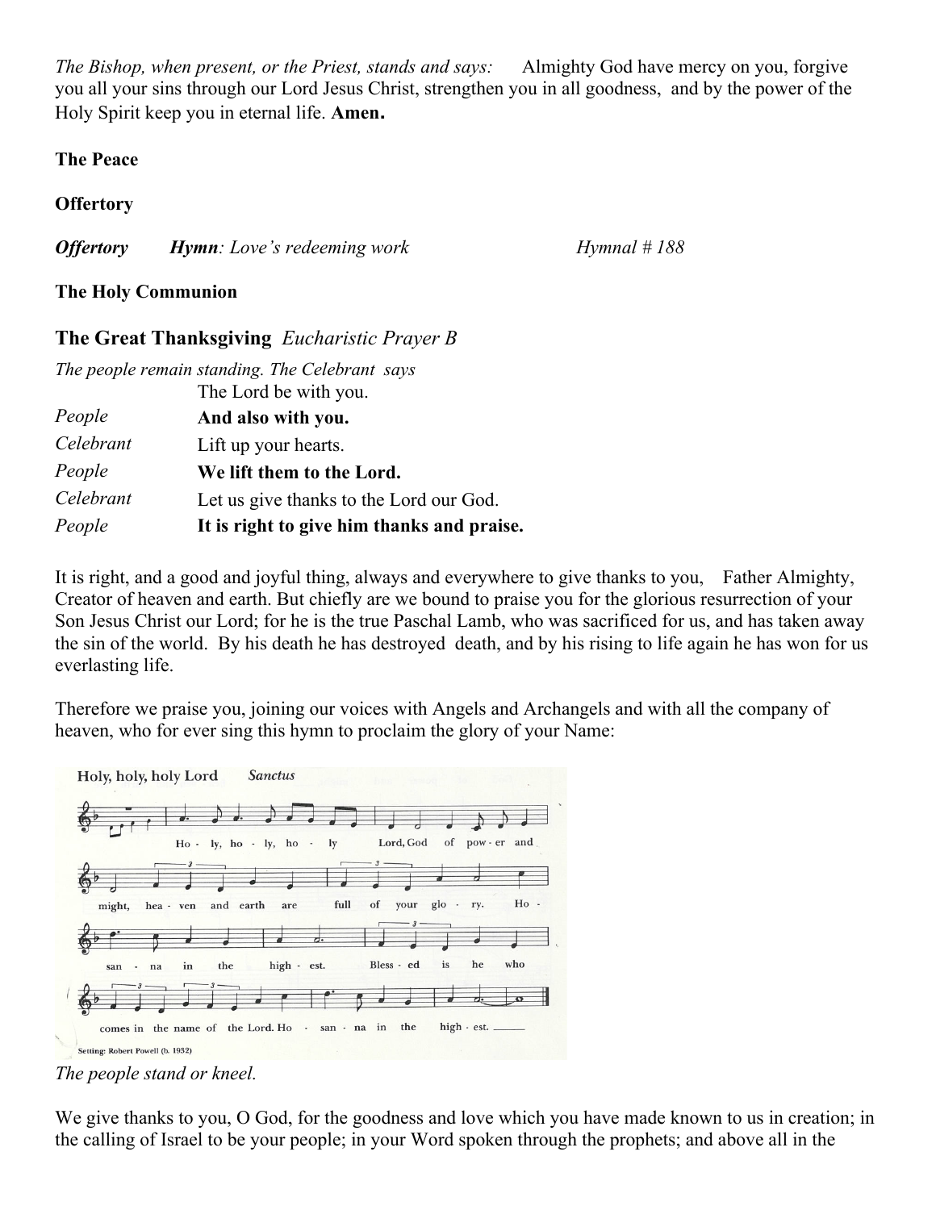*The Bishop, when present, or the Priest, stands and says:* Almighty God have mercy on you, forgive you all your sins through our Lord Jesus Christ, strengthen you in all goodness, and by the power of the Holy Spirit keep you in eternal life. **Amen.**

**The Peace**

**Offertory**

***Offertory*** ***Hymn**: Love's redeeming work* *Hymnal # 188*

**The Holy Communion**

## The Great Thanksgiving *Eucharistic Prayer B*

*The people remain standing. The Celebrant says*

| | |
|---|---|
| | The Lord be with you. |
| *People* | **And also with you.** |
| *Celebrant* | Lift up your hearts. |
| *People* | **We lift them to the Lord.** |
| *Celebrant* | Let us give thanks to the Lord our God. |
| *People* | **It is right to give him thanks and praise.** |

It is right, and a good and joyful thing, always and everywhere to give thanks to you, Father Almighty, Creator of heaven and earth. But chiefly are we bound to praise you for the glorious resurrection of your Son Jesus Christ our Lord; for he is the true Paschal Lamb, who was sacrificed for us, and has taken away the sin of the world. By his death he has destroyed death, and by his rising to life again he has won for us everlasting life.

Therefore we praise you, joining our voices with Angels and Archangels and with all the company of heaven, who for ever sing this hymn to proclaim the glory of your Name:

Holy, holy, holy Lord *Sanctus*

Holy, holy, holy Lord, God of power and might, heaven and earth are full of your glory. Hosanna in the highest. Blessed is he who comes in the name of the Lord. Hosanna in the highest.

Setting: Robert Powell (b. 1932)

*The people stand or kneel.*

We give thanks to you, O God, for the goodness and love which you have made known to us in creation; in the calling of Israel to be your people; in your Word spoken through the prophets; and above all in the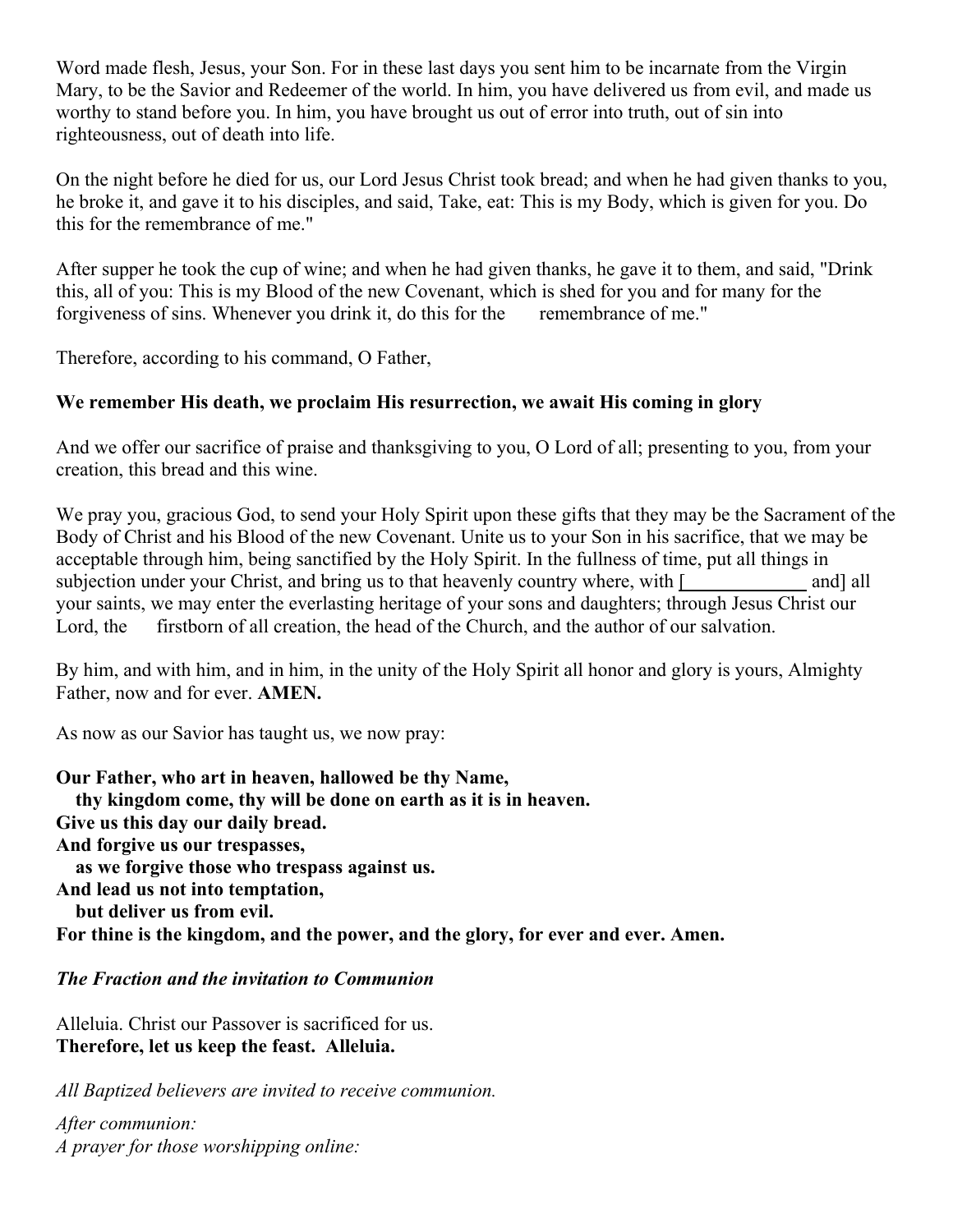Word made flesh, Jesus, your Son. For in these last days you sent him to be incarnate from the Virgin Mary, to be the Savior and Redeemer of the world. In him, you have delivered us from evil, and made us worthy to stand before you. In him, you have brought us out of error into truth, out of sin into righteousness, out of death into life.

On the night before he died for us, our Lord Jesus Christ took bread; and when he had given thanks to you, he broke it, and gave it to his disciples, and said, Take, eat: This is my Body, which is given for you. Do this for the remembrance of me."

After supper he took the cup of wine; and when he had given thanks, he gave it to them, and said, "Drink this, all of you: This is my Blood of the new Covenant, which is shed for you and for many for the forgiveness of sins. Whenever you drink it, do this for the remembrance of me."

Therefore, according to his command, O Father,

**We remember His death, we proclaim His resurrection, we await His coming in glory**

And we offer our sacrifice of praise and thanksgiving to you, O Lord of all; presenting to you, from your creation, this bread and this wine.

We pray you, gracious God, to send your Holy Spirit upon these gifts that they may be the Sacrament of the Body of Christ and his Blood of the new Covenant. Unite us to your Son in his sacrifice, that we may be acceptable through him, being sanctified by the Holy Spirit. In the fullness of time, put all things in subjection under your Christ, and bring us to that heavenly country where, with [____________ and] all your saints, we may enter the everlasting heritage of your sons and daughters; through Jesus Christ our Lord, the firstborn of all creation, the head of the Church, and the author of our salvation.

By him, and with him, and in him, in the unity of the Holy Spirit all honor and glory is yours, Almighty Father, now and for ever. **AMEN.**

As now as our Savior has taught us, we now pray:

**Our Father, who art in heaven, hallowed be thy Name,**
**thy kingdom come, thy will be done on earth as it is in heaven.**
**Give us this day our daily bread.**
**And forgive us our trespasses,**
**as we forgive those who trespass against us.**
**And lead us not into temptation,**
**but deliver us from evil.**
**For thine is the kingdom, and the power, and the glory, for ever and ever. Amen.**

***The Fraction and the invitation to Communion***

Alleluia. Christ our Passover is sacrificed for us.
**Therefore, let us keep the feast. Alleluia.**

*All Baptized believers are invited to receive communion.*

*After communion:*
*A prayer for those worshipping online:*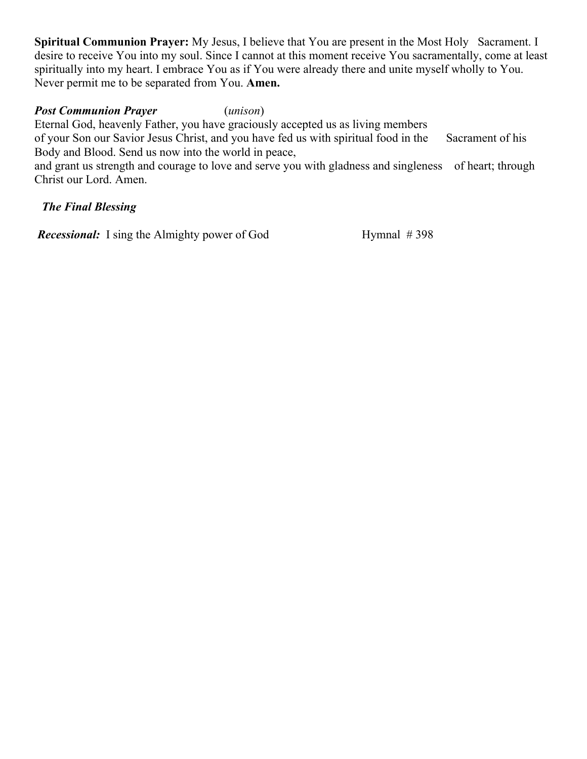**Spiritual Communion Prayer:** My Jesus, I believe that You are present in the Most Holy Sacrament. I desire to receive You into my soul. Since I cannot at this moment receive You sacramentally, come at least spiritually into my heart. I embrace You as if You were already there and unite myself wholly to You. Never permit me to be separated from You. **Amen.**

***Post Communion Prayer*** (*unison*)

Eternal God, heavenly Father, you have graciously accepted us as living members of your Son our Savior Jesus Christ, and you have fed us with spiritual food in the Sacrament of his Body and Blood. Send us now into the world in peace,
and grant us strength and courage to love and serve you with gladness and singleness of heart; through Christ our Lord. Amen.

***The Final Blessing***

***Recessional:*** I sing the Almighty power of God Hymnal # 398